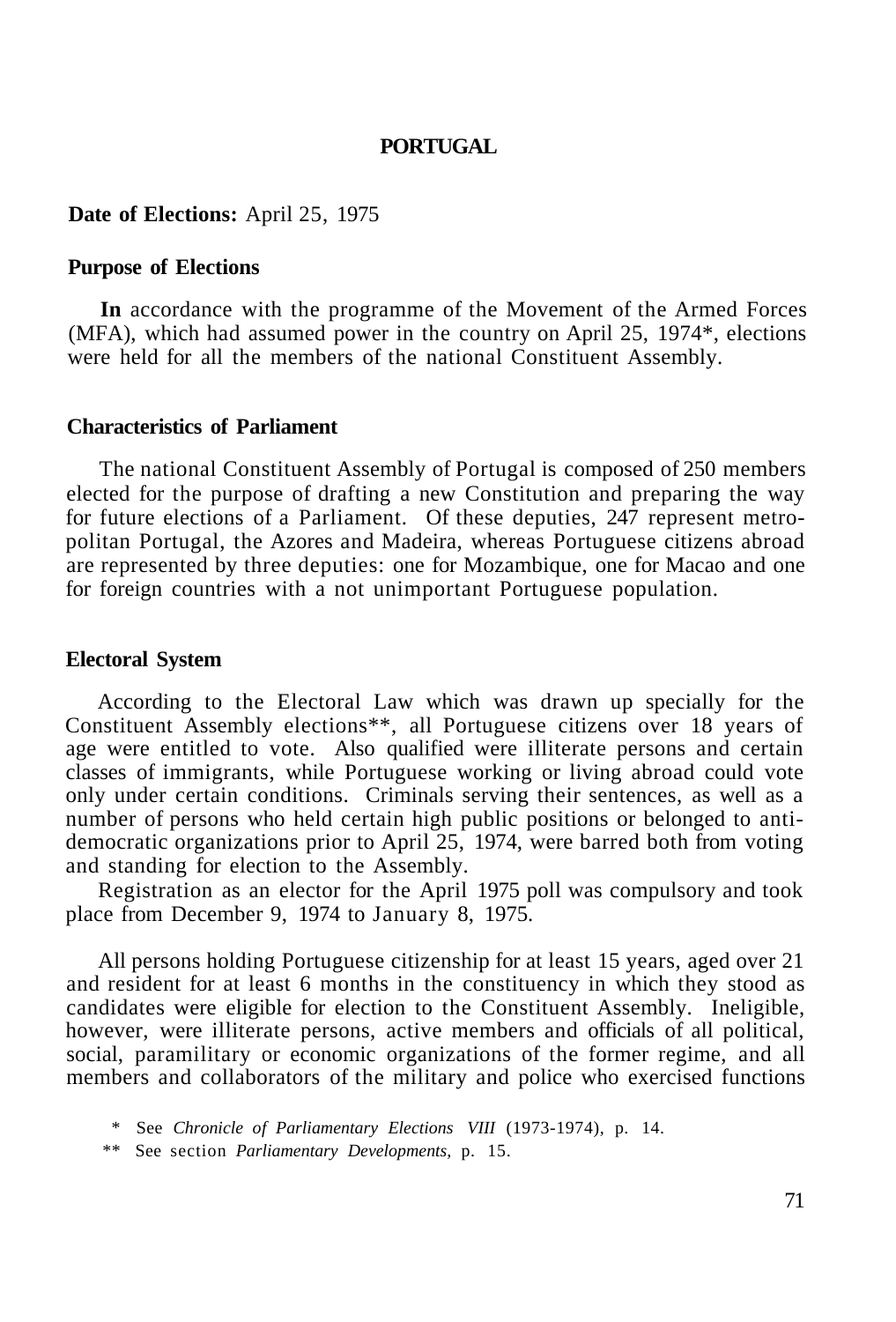# PORTUGAL

**Date of Elections:** April 25, 1975

## Purpose of Elections

**In** accordance with the programme of the Movement of the Armed Forces (MFA), which had assumed power in the country on April 25, 1974*, elections were held for all the members of the national Constituent Assembly.

## Characteristics of Parliament

The national Constituent Assembly of Portugal is composed of 250 members elected for the purpose of drafting a new Constitution and preparing the way for future elections of a Parliament. Of these deputies, 247 represent metropolitan Portugal, the Azores and Madeira, whereas Portuguese citizens abroad are represented by three deputies: one for Mozambique, one for Macao and one for foreign countries with a not unimportant Portuguese population.

## Electoral System

According to the Electoral Law which was drawn up specially for the Constituent Assembly elections**, all Portuguese citizens over 18 years of age were entitled to vote. Also qualified were illiterate persons and certain classes of immigrants, while Portuguese working or living abroad could vote only under certain conditions. Criminals serving their sentences, as well as a number of persons who held certain high public positions or belonged to anti-democratic organizations prior to April 25, 1974, were barred both from voting and standing for election to the Assembly.

Registration as an elector for the April 1975 poll was compulsory and took place from December 9, 1974 to January 8, 1975.

All persons holding Portuguese citizenship for at least 15 years, aged over 21 and resident for at least 6 months in the constituency in which they stood as candidates were eligible for election to the Constituent Assembly. Ineligible, however, were illiterate persons, active members and officials of all political, social, paramilitary or economic organizations of the former regime, and all members and collaborators of the military and police who exercised functions

\* See *Chronicle of Parliamentary Elections VIII* (1973-1974), p. 14.

\*\* See section *Parliamentary Developments*, p. 15.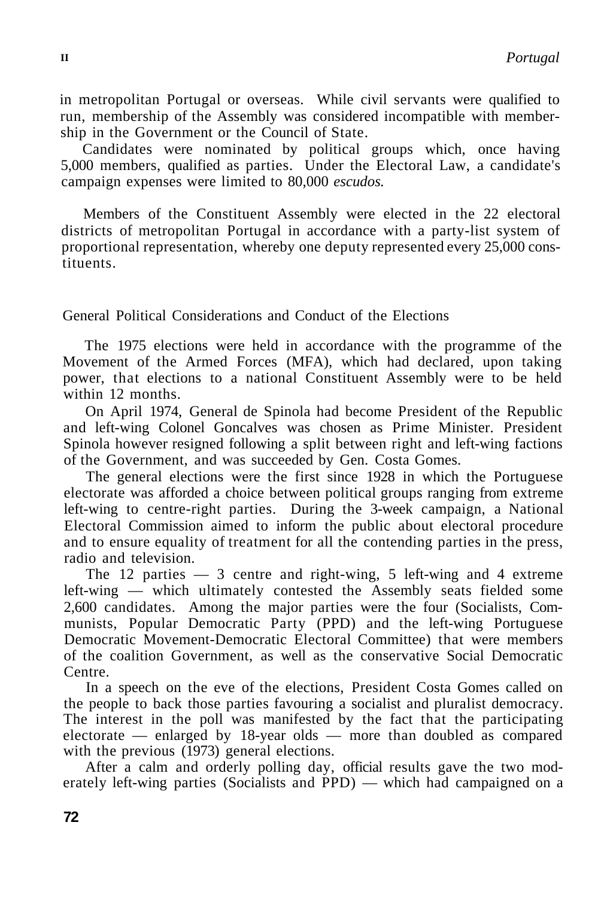in metropolitan Portugal or overseas. While civil servants were qualified to run, membership of the Assembly was considered incompatible with membership in the Government or the Council of State.

Candidates were nominated by political groups which, once having 5,000 members, qualified as parties. Under the Electoral Law, a candidate's campaign expenses were limited to 80,000 *escudos.*

Members of the Constituent Assembly were elected in the 22 electoral districts of metropolitan Portugal in accordance with a party-list system of proportional representation, whereby one deputy represented every 25,000 constituents.

## General Political Considerations and Conduct of the Elections

The 1975 elections were held in accordance with the programme of the Movement of the Armed Forces (MFA), which had declared, upon taking power, that elections to a national Constituent Assembly were to be held within 12 months.

On April 1974, General de Spinola had become President of the Republic and left-wing Colonel Goncalves was chosen as Prime Minister. President Spinola however resigned following a split between right and left-wing factions of the Government, and was succeeded by Gen. Costa Gomes.

The general elections were the first since 1928 in which the Portuguese electorate was afforded a choice between political groups ranging from extreme left-wing to centre-right parties. During the 3-week campaign, a National Electoral Commission aimed to inform the public about electoral procedure and to ensure equality of treatment for all the contending parties in the press, radio and television.

The 12 parties — 3 centre and right-wing, 5 left-wing and 4 extreme left-wing — which ultimately contested the Assembly seats fielded some 2,600 candidates. Among the major parties were the four (Socialists, Communists, Popular Democratic Party (PPD) and the left-wing Portuguese Democratic Movement-Democratic Electoral Committee) that were members of the coalition Government, as well as the conservative Social Democratic Centre.

In a speech on the eve of the elections, President Costa Gomes called on the people to back those parties favouring a socialist and pluralist democracy. The interest in the poll was manifested by the fact that the participating electorate — enlarged by 18-year olds — more than doubled as compared with the previous (1973) general elections.

After a calm and orderly polling day, official results gave the two moderately left-wing parties (Socialists and PPD) — which had campaigned on a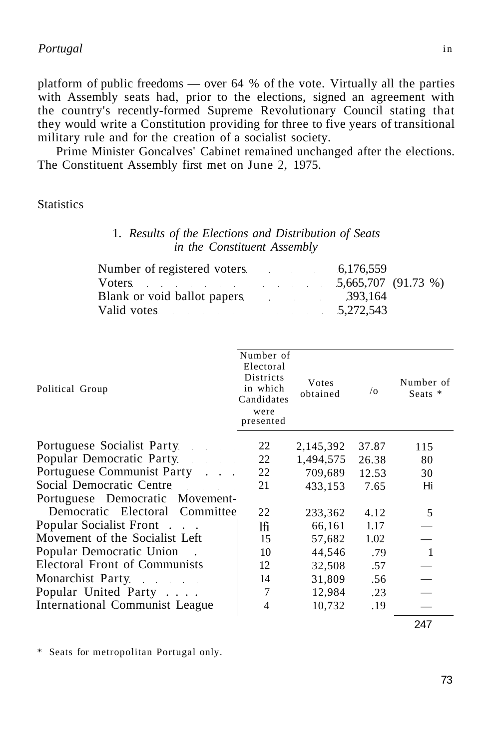platform of public freedoms — over 64 % of the vote. Virtually all the parties with Assembly seats had, prior to the elections, signed an agreement with the country's recently-formed Supreme Revolutionary Council stating that they would write a Constitution providing for three to five years of transitional military rule and for the creation of a socialist society.

Prime Minister Goncalves' Cabinet remained unchanged after the elections. The Constituent Assembly first met on June 2, 1975.

## Statistics

### 1. *Results of the Elections and Distribution of Seats in the Constituent Assembly*

| | |
|---|---|
| Number of registered voters | 6,176,559 |
| Voters | 5,665,707 (91.73 %) |
| Blank or void ballot papers | 393,164 |
| Valid votes | 5,272,543 |

| Political Group | Number of Electoral Districts in which Candidates were presented | Votes obtained | % | Number of Seats * |
|---|---|---|---|---|
| Portuguese Socialist Party | 22 | 2,145,392 | 37.87 | 115 |
| Popular Democratic Party | 22 | 1,494,575 | 26.38 | 80 |
| Portuguese Communist Party | 22 | 709,689 | 12.53 | 30 |
| Social Democratic Centre | 21 | 433,153 | 7.65 | Hi |
| Portuguese Democratic Movement-Democratic Electoral Committee | 22 | 233,362 | 4.12 | 5 |
| Popular Socialist Front | lfi | 66,161 | 1.17 | — |
| Movement of the Socialist Left | 15 | 57,682 | 1.02 | — |
| Popular Democratic Union | 10 | 44,546 | .79 | 1 |
| Electoral Front of Communists | 12 | 32,508 | .57 | — |
| Monarchist Party | 14 | 31,809 | .56 | — |
| Popular United Party | 7 | 12,984 | .23 | — |
| International Communist League | 4 | 10,732 | .19 | — |
| | | | | 247 |

\* Seats for metropolitan Portugal only.